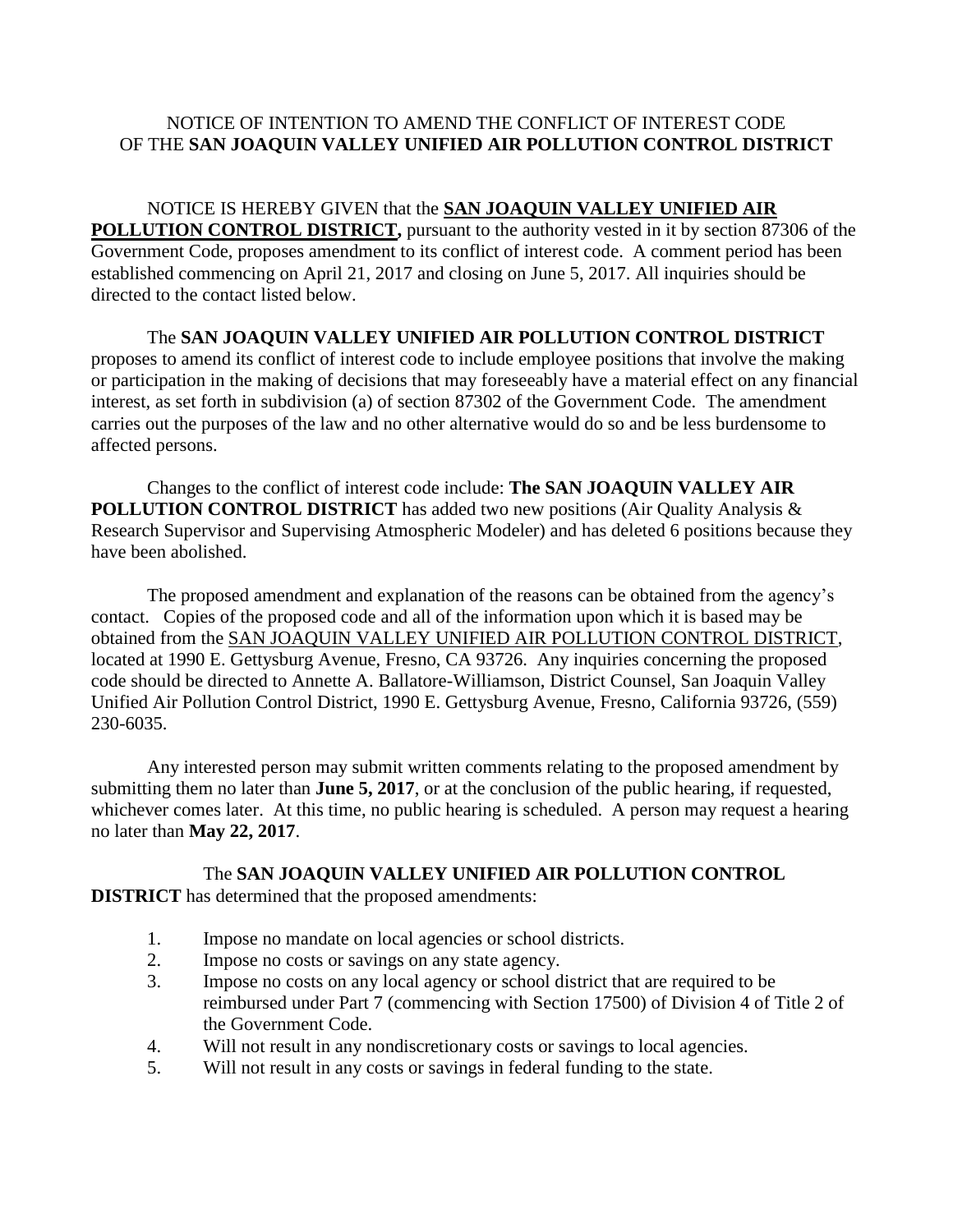# NOTICE OF INTENTION TO AMEND THE CONFLICT OF INTEREST CODE OF THE **SAN JOAQUIN VALLEY UNIFIED AIR POLLUTION CONTROL DISTRICT**

NOTICE IS HEREBY GIVEN that the **SAN JOAQUIN VALLEY UNIFIED AIR POLLUTION CONTROL DISTRICT,** pursuant to the authority vested in it by section 87306 of the Government Code, proposes amendment to its conflict of interest code. A comment period has been established commencing on April 21, 2017 and closing on June 5, 2017. All inquiries should be directed to the contact listed below.

The **SAN JOAQUIN VALLEY UNIFIED AIR POLLUTION CONTROL DISTRICT** proposes to amend its conflict of interest code to include employee positions that involve the making or participation in the making of decisions that may foreseeably have a material effect on any financial interest, as set forth in subdivision (a) of section 87302 of the Government Code. The amendment carries out the purposes of the law and no other alternative would do so and be less burdensome to affected persons.

Changes to the conflict of interest code include: **The SAN JOAQUIN VALLEY AIR POLLUTION CONTROL DISTRICT** has added two new positions (Air Quality Analysis & Research Supervisor and Supervising Atmospheric Modeler) and has deleted 6 positions because they have been abolished.

The proposed amendment and explanation of the reasons can be obtained from the agency's contact. Copies of the proposed code and all of the information upon which it is based may be obtained from the SAN JOAQUIN VALLEY UNIFIED AIR POLLUTION CONTROL DISTRICT, located at 1990 E. Gettysburg Avenue, Fresno, CA 93726. Any inquiries concerning the proposed code should be directed to Annette A. Ballatore-Williamson, District Counsel, San Joaquin Valley Unified Air Pollution Control District, 1990 E. Gettysburg Avenue, Fresno, California 93726, (559) 230-6035.

Any interested person may submit written comments relating to the proposed amendment by submitting them no later than **June 5, 2017**, or at the conclusion of the public hearing, if requested, whichever comes later. At this time, no public hearing is scheduled. A person may request a hearing no later than **May 22, 2017**.

The **SAN JOAQUIN VALLEY UNIFIED AIR POLLUTION CONTROL DISTRICT** has determined that the proposed amendments:

1. Impose no mandate on local agencies or school districts.
2. Impose no costs or savings on any state agency.
3. Impose no costs on any local agency or school district that are required to be reimbursed under Part 7 (commencing with Section 17500) of Division 4 of Title 2 of the Government Code.
4. Will not result in any nondiscretionary costs or savings to local agencies.
5. Will not result in any costs or savings in federal funding to the state.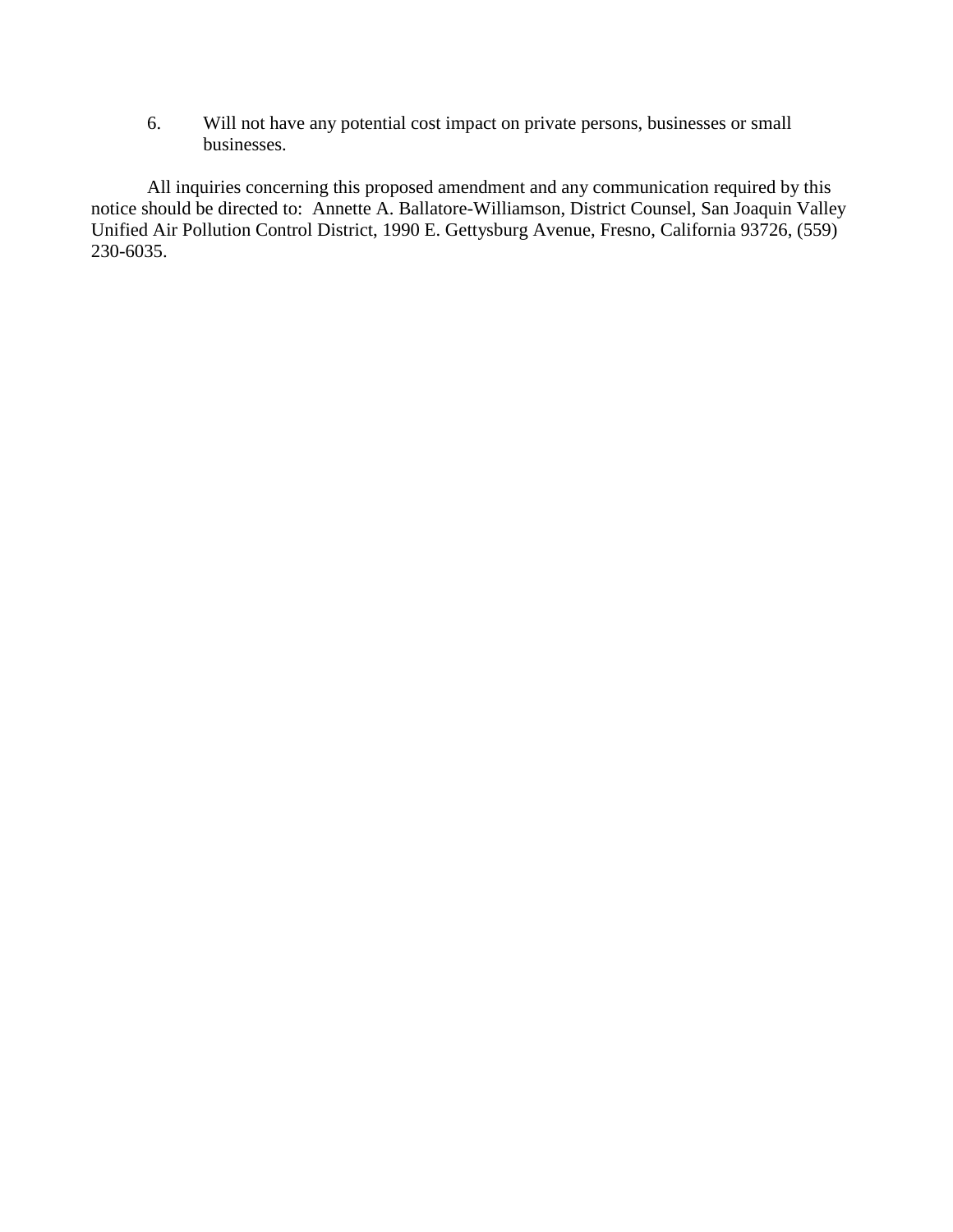6. Will not have any potential cost impact on private persons, businesses or small businesses.

All inquiries concerning this proposed amendment and any communication required by this notice should be directed to: Annette A. Ballatore-Williamson, District Counsel, San Joaquin Valley Unified Air Pollution Control District, 1990 E. Gettysburg Avenue, Fresno, California 93726, (559) 230-6035.